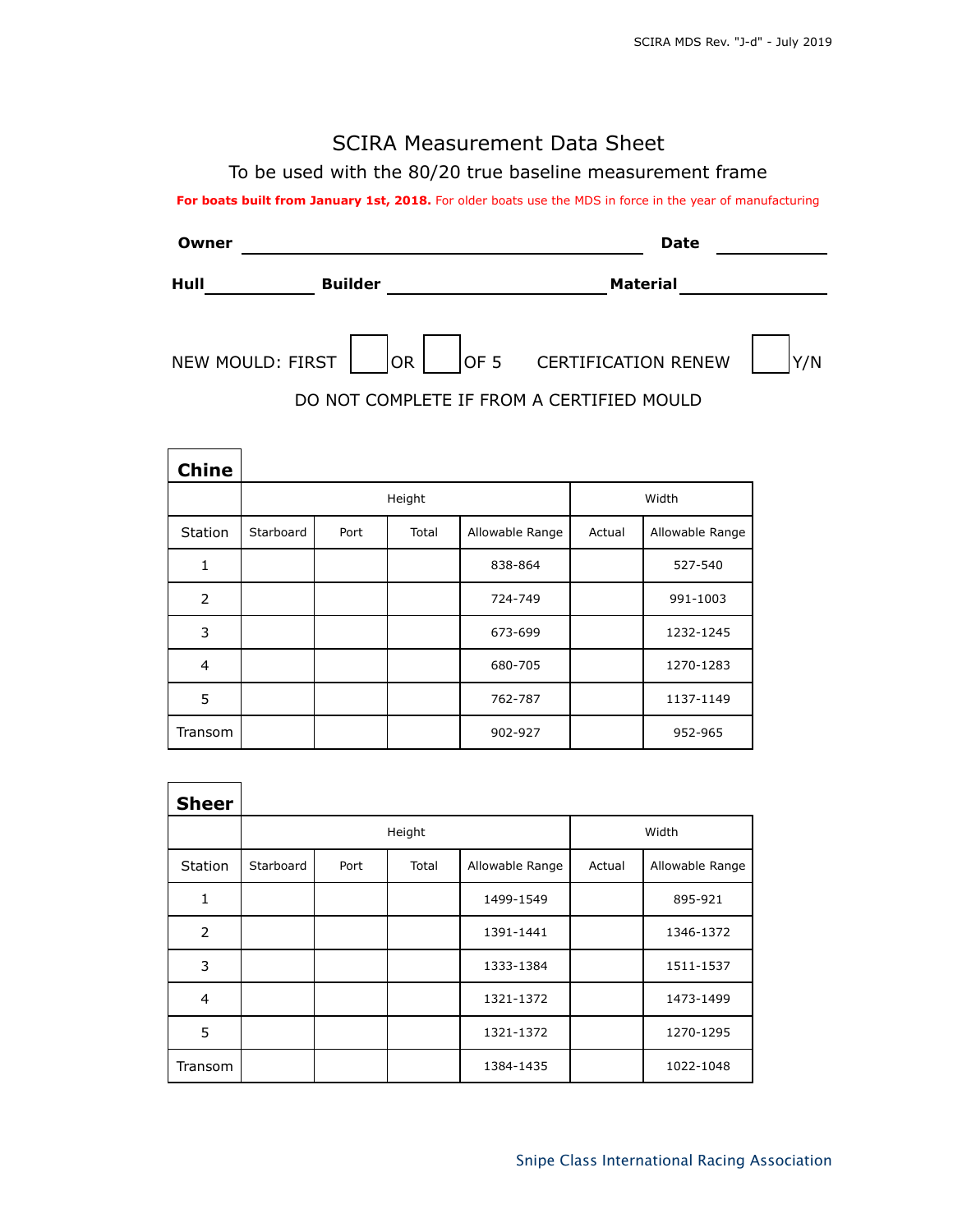# SCIRA Measurement Data Sheet

## To be used with the 80/20 true baseline measurement frame

**For boats built from January 1st, 2018.** For older boats use the MDS in force in the year of manufacturing

**Owner** \_\_\_\_\_\_\_\_\_\_\_\_\_\_\_\_\_\_\_\_\_\_\_\_\_\_\_\_\_\_\_\_\_\_\_\_\_\_\_\_ **Date** \_\_\_\_\_\_\_\_\_\_

**Hull** \_\_\_\_\_\_\_\_\_\_ **Builder** \_\_\_\_\_\_\_\_\_\_\_\_\_\_\_\_\_\_\_\_ **Material** \_\_\_\_\_\_\_\_\_\_\_\_\_\_

NEW MOULD: FIRST ☐ OR ☐ OF 5 CERTIFICATION RENEW ☐ Y/N

DO NOT COMPLETE IF FROM A CERTIFIED MOULD

### Chine

| | Height | | | | Width | |
|---|---|---|---|---|---|---|
| Station | Starboard | Port | Total | Allowable Range | Actual | Allowable Range |
| 1 | | | | 838-864 | | 527-540 |
| 2 | | | | 724-749 | | 991-1003 |
| 3 | | | | 673-699 | | 1232-1245 |
| 4 | | | | 680-705 | | 1270-1283 |
| 5 | | | | 762-787 | | 1137-1149 |
| Transom | | | | 902-927 | | 952-965 |

### Sheer

| | Height | | | | Width | |
|---|---|---|---|---|---|---|
| Station | Starboard | Port | Total | Allowable Range | Actual | Allowable Range |
| 1 | | | | 1499-1549 | | 895-921 |
| 2 | | | | 1391-1441 | | 1346-1372 |
| 3 | | | | 1333-1384 | | 1511-1537 |
| 4 | | | | 1321-1372 | | 1473-1499 |
| 5 | | | | 1321-1372 | | 1270-1295 |
| Transom | | | | 1384-1435 | | 1022-1048 |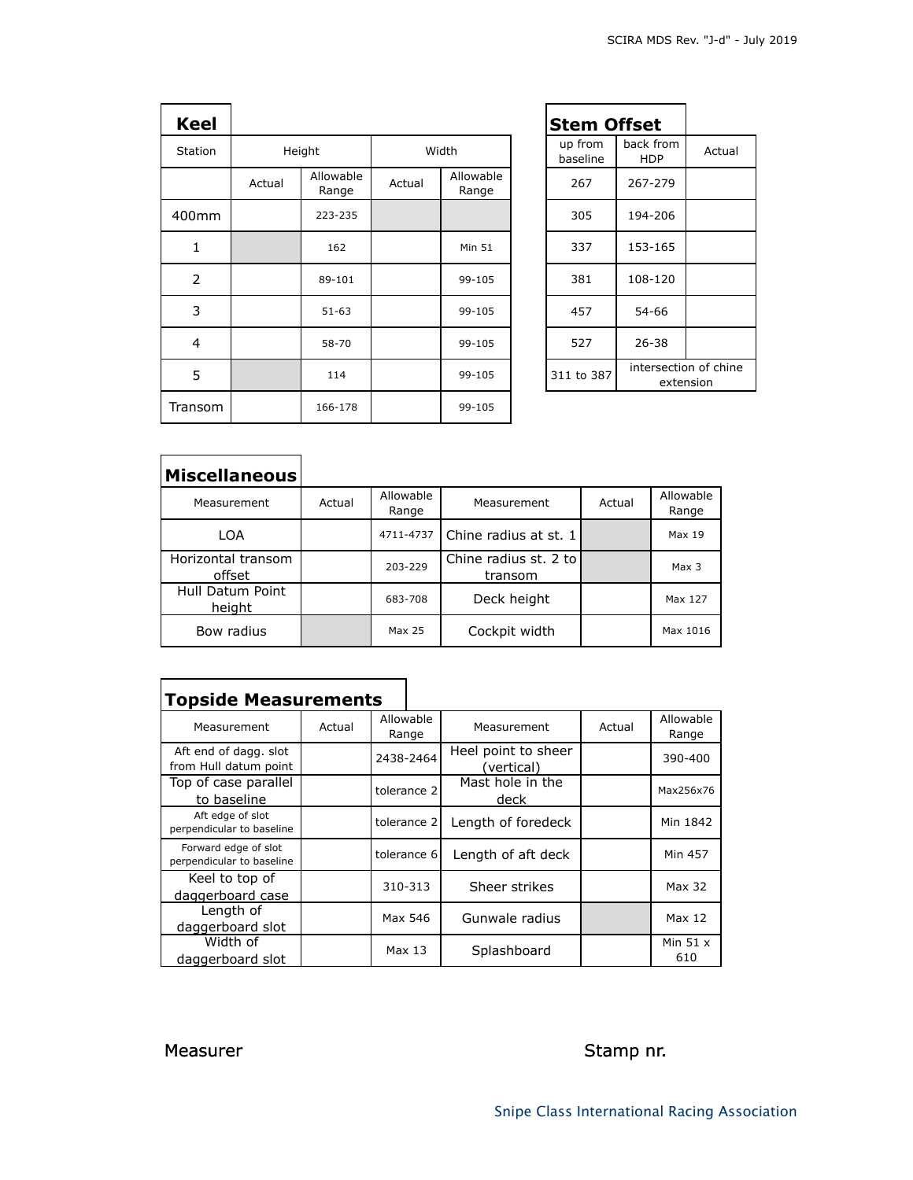## Keel

| Station | Height | | Width | |
|---|---|---|---|---|
| | Actual | Allowable Range | Actual | Allowable Range |
| 400mm | | 223-235 | | |
| 1 | | 162 | | Min 51 |
| 2 | | 89-101 | | 99-105 |
| 3 | | 51-63 | | 99-105 |
| 4 | | 58-70 | | 99-105 |
| 5 | | 114 | | 99-105 |
| Transom | | 166-178 | | 99-105 |

## Stem Offset

| up from baseline | back from HDP | Actual |
|---|---|---|
| 267 | 267-279 | |
| 305 | 194-206 | |
| 337 | 153-165 | |
| 381 | 108-120 | |
| 457 | 54-66 | |
| 527 | 26-38 | |
| 311 to 387 | intersection of chine extension | |

## Miscellaneous

| Measurement | Actual | Allowable Range | Measurement | Actual | Allowable Range |
|---|---|---|---|---|---|
| LOA | | 4711-4737 | Chine radius at st. 1 | | Max 19 |
| Horizontal transom offset | | 203-229 | Chine radius st. 2 to transom | | Max 3 |
| Hull Datum Point height | | 683-708 | Deck height | | Max 127 |
| Bow radius | | Max 25 | Cockpit width | | Max 1016 |

## Topside Measurements

| Measurement | Actual | Allowable Range | Measurement | Actual | Allowable Range |
|---|---|---|---|---|---|
| Aft end of dagg. slot from Hull datum point | | 2438-2464 | Heel point to sheer (vertical) | | 390-400 |
| Top of case parallel to baseline | | tolerance 2 | Mast hole in the deck | | Max256x76 |
| Aft edge of slot perpendicular to baseline | | tolerance 2 | Length of foredeck | | Min 1842 |
| Forward edge of slot perpendicular to baseline | | tolerance 6 | Length of aft deck | | Min 457 |
| Keel to top of daggerboard case | | 310-313 | Sheer strikes | | Max 32 |
| Length of daggerboard slot | | Max 546 | Gunwale radius | | Max 12 |
| Width of daggerboard slot | | Max 13 | Splashboard | | Min 51 x 610 |

Measurer

Stamp nr.

Snipe Class International Racing Association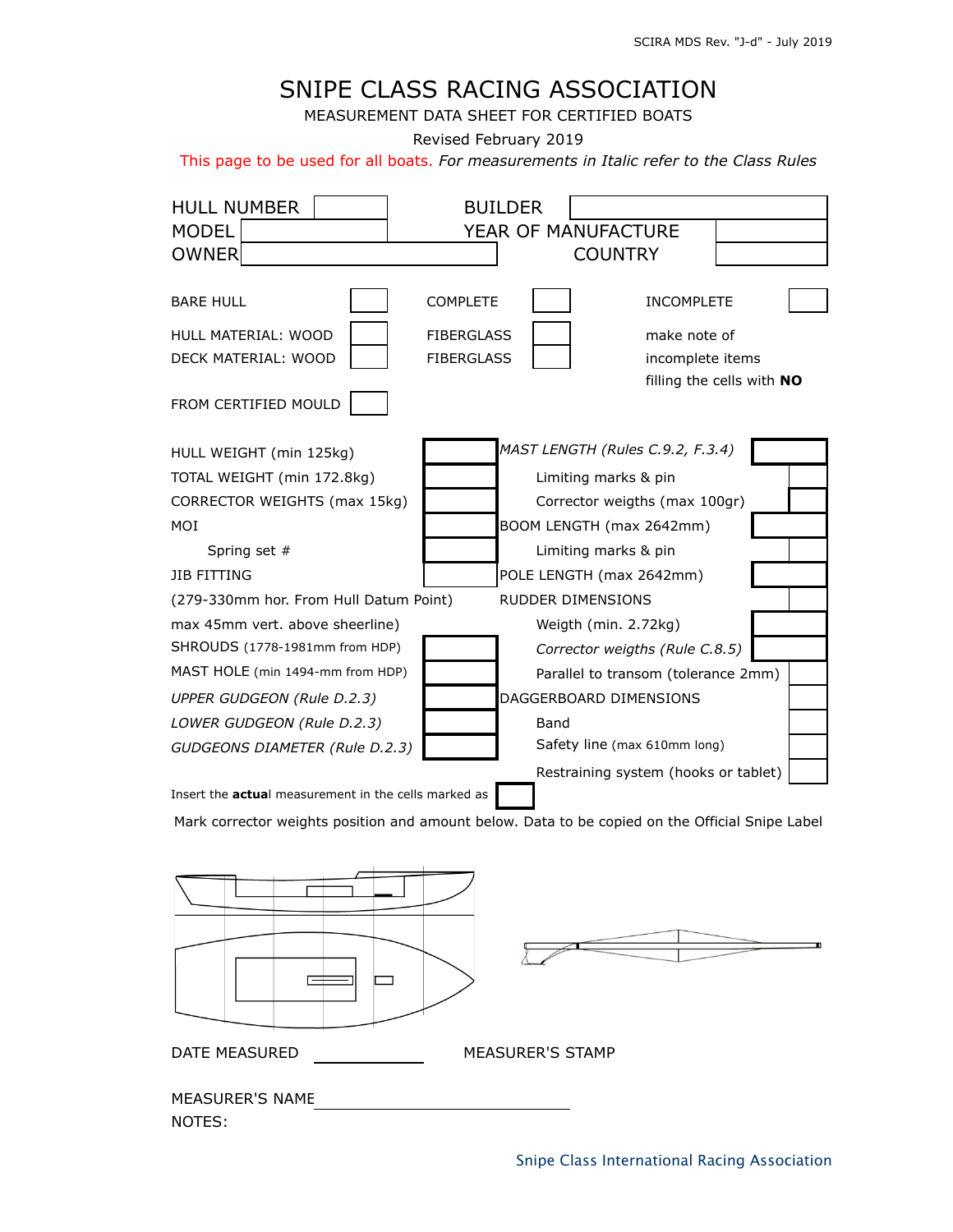SCIRA MDS Rev. "J-d" - July 2019

# SNIPE CLASS RACING ASSOCIATION

MEASUREMENT DATA SHEET FOR CERTIFIED BOATS

Revised February 2019

This page to be used for all boats. *For measurements in Italic refer to the Class Rules*

| | | | |
|---|---|---|---|
| HULL NUMBER | | BUILDER | |
| MODEL | | YEAR OF MANUFACTURE | |
| OWNER | | COUNTRY | |

| | | | | | |
|---|---|---|---|---|---|
| BARE HULL | | COMPLETE | | INCOMPLETE | |
| HULL MATERIAL: WOOD | | FIBERGLASS | | make note of | |
| DECK MATERIAL: WOOD | | FIBERGLASS | | incomplete items | |
| | | | | filling the cells with **NO** | |
| FROM CERTIFIED MOULD | | | | | |

| | | | |
|---|---|---|---|
| HULL WEIGHT (min 125kg) | | *MAST LENGTH (Rules C.9.2, F.3.4)* | |
| TOTAL WEIGHT (min 172.8kg) | | Limiting marks & pin | |
| CORRECTOR WEIGHTS (max 15kg) | | Corrector weigths (max 100gr) | |
| MOI | | BOOM LENGTH (max 2642mm) | |
| Spring set # | | Limiting marks & pin | |
| JIB FITTING | | POLE LENGTH (max 2642mm) | |
| (279-330mm hor. From Hull Datum Point) | | RUDDER DIMENSIONS | |
| max 45mm vert. above sheerline) | | Weigth (min. 2.72kg) | |
| SHROUDS (1778-1981mm from HDP) | | *Corrector weigths (Rule C.8.5)* | |
| MAST HOLE (min 1494-mm from HDP) | | Parallel to transom (tolerance 2mm) | |
| *UPPER GUDGEON (Rule D.2.3)* | | DAGGERBOARD DIMENSIONS | |
| *LOWER GUDGEON (Rule D.2.3)* | | Band | |
| *GUDGEONS DIAMETER (Rule D.2.3)* | | Safety line (max 610mm long) | |
| | | Restraining system (hooks or tablet) | |

Insert the **actua**l measurement in the cells marked as

Mark corrector weights position and amount below. Data to be copied on the Official Snipe Label

DATE MEASURED ______________ MEASURER'S STAMP

MEASURER'S NAME ______________________________

NOTES:

Snipe Class International Racing Association